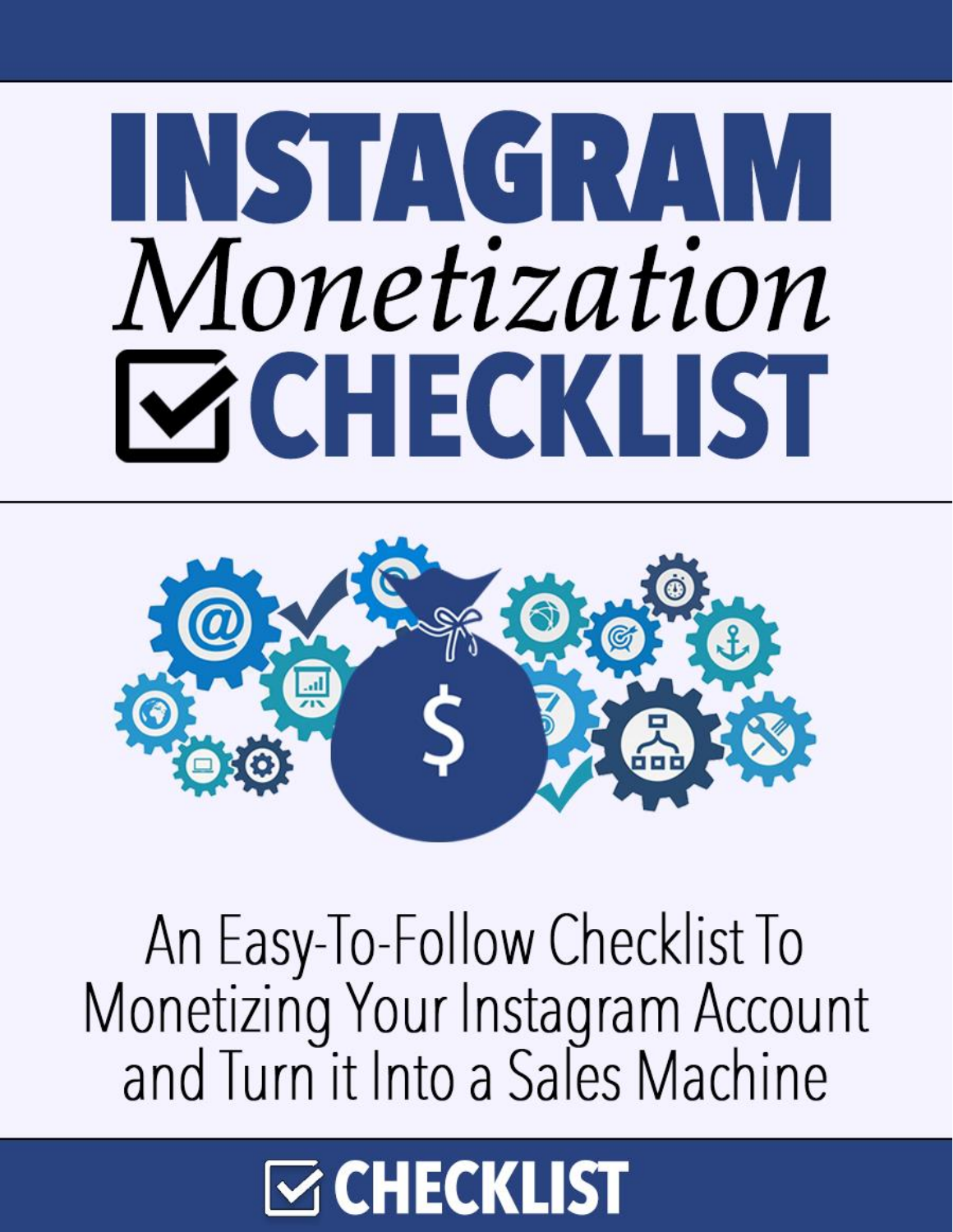# INSTAGRAM *Monetization* CHECKLIST

An Easy-To-Follow Checklist To Monetizing Your Instagram Account and Turn it Into a Sales Machine

CHECKLIST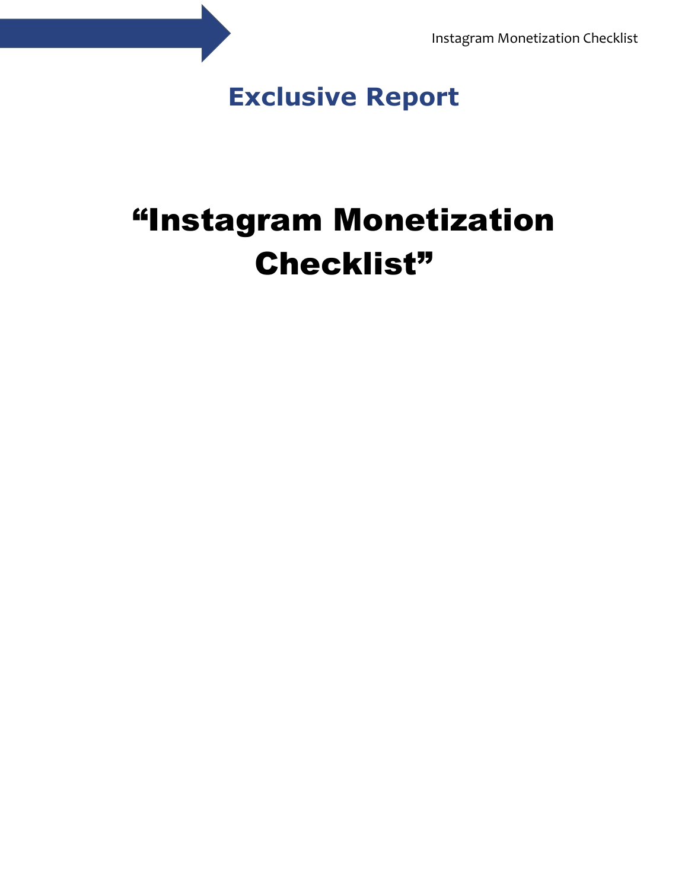## Exclusive Report

# “Instagram Monetization Checklist”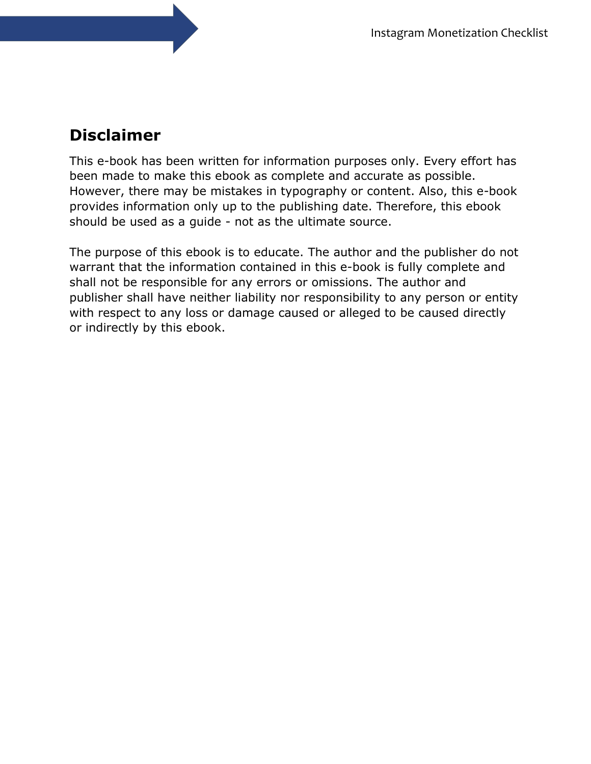## Disclaimer

This e-book has been written for information purposes only. Every effort has been made to make this ebook as complete and accurate as possible. However, there may be mistakes in typography or content. Also, this e-book provides information only up to the publishing date. Therefore, this ebook should be used as a guide - not as the ultimate source.

The purpose of this ebook is to educate. The author and the publisher do not warrant that the information contained in this e-book is fully complete and shall not be responsible for any errors or omissions. The author and publisher shall have neither liability nor responsibility to any person or entity with respect to any loss or damage caused or alleged to be caused directly or indirectly by this ebook.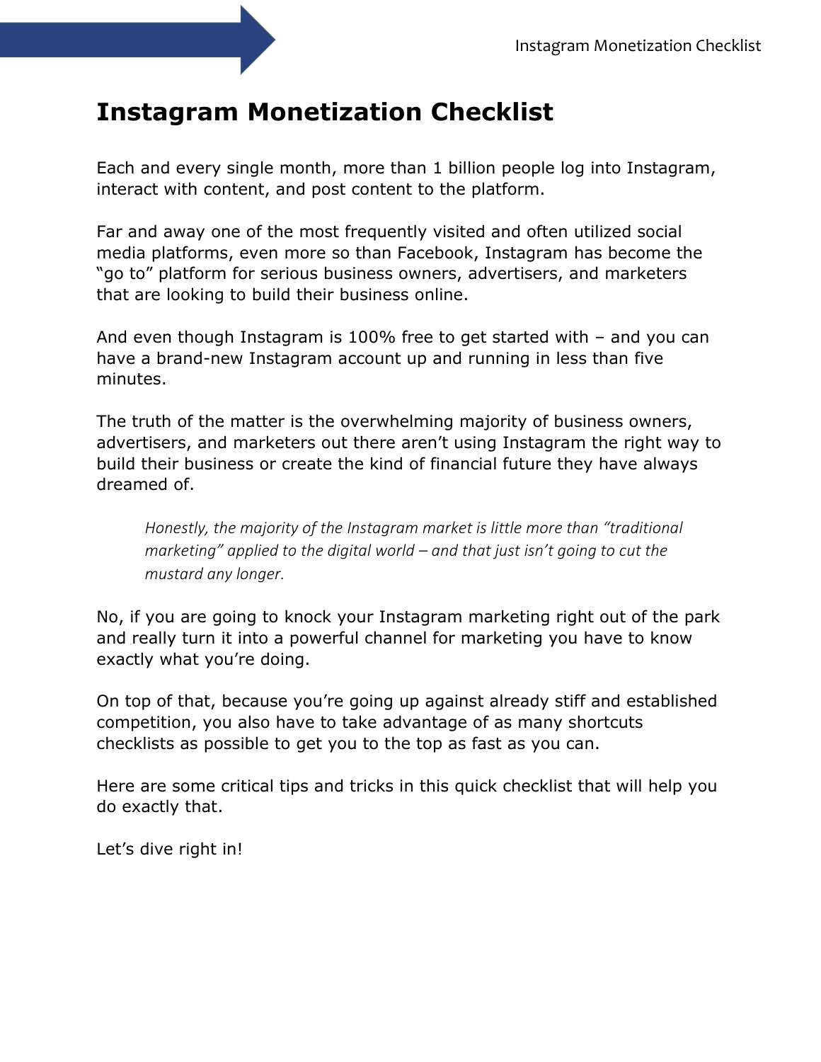# Instagram Monetization Checklist

Each and every single month, more than 1 billion people log into Instagram, interact with content, and post content to the platform.

Far and away one of the most frequently visited and often utilized social media platforms, even more so than Facebook, Instagram has become the "go to" platform for serious business owners, advertisers, and marketers that are looking to build their business online.

And even though Instagram is 100% free to get started with – and you can have a brand-new Instagram account up and running in less than five minutes.

The truth of the matter is the overwhelming majority of business owners, advertisers, and marketers out there aren't using Instagram the right way to build their business or create the kind of financial future they have always dreamed of.

> *Honestly, the majority of the Instagram market is little more than "traditional marketing" applied to the digital world – and that just isn't going to cut the mustard any longer.*

No, if you are going to knock your Instagram marketing right out of the park and really turn it into a powerful channel for marketing you have to know exactly what you're doing.

On top of that, because you're going up against already stiff and established competition, you also have to take advantage of as many shortcuts checklists as possible to get you to the top as fast as you can.

Here are some critical tips and tricks in this quick checklist that will help you do exactly that.

Let's dive right in!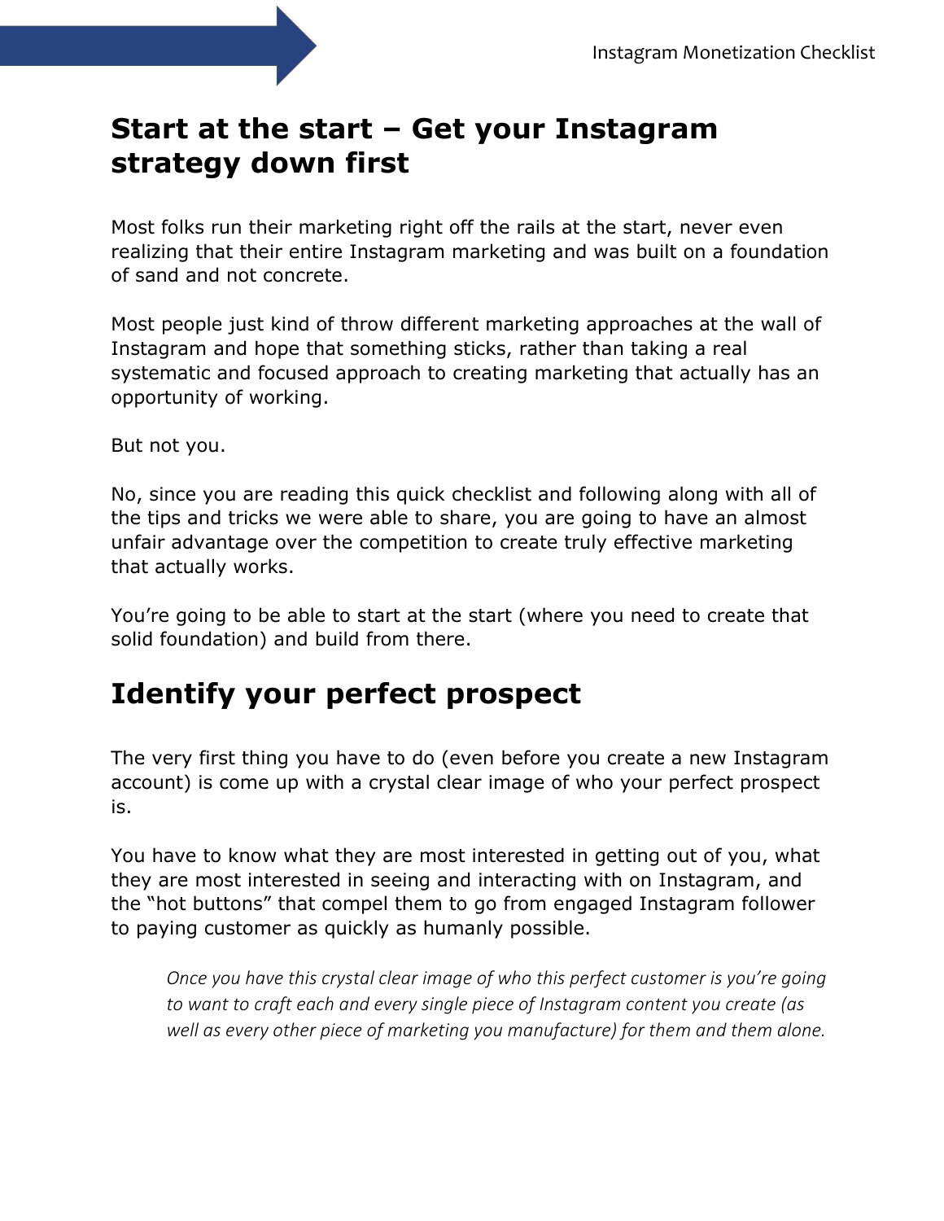## Start at the start – Get your Instagram strategy down first

Most folks run their marketing right off the rails at the start, never even realizing that their entire Instagram marketing and was built on a foundation of sand and not concrete.

Most people just kind of throw different marketing approaches at the wall of Instagram and hope that something sticks, rather than taking a real systematic and focused approach to creating marketing that actually has an opportunity of working.

But not you.

No, since you are reading this quick checklist and following along with all of the tips and tricks we were able to share, you are going to have an almost unfair advantage over the competition to create truly effective marketing that actually works.

You're going to be able to start at the start (where you need to create that solid foundation) and build from there.

## Identify your perfect prospect

The very first thing you have to do (even before you create a new Instagram account) is come up with a crystal clear image of who your perfect prospect is.

You have to know what they are most interested in getting out of you, what they are most interested in seeing and interacting with on Instagram, and the "hot buttons" that compel them to go from engaged Instagram follower to paying customer as quickly as humanly possible.

> *Once you have this crystal clear image of who this perfect customer is you're going to want to craft each and every single piece of Instagram content you create (as well as every other piece of marketing you manufacture) for them and them alone.*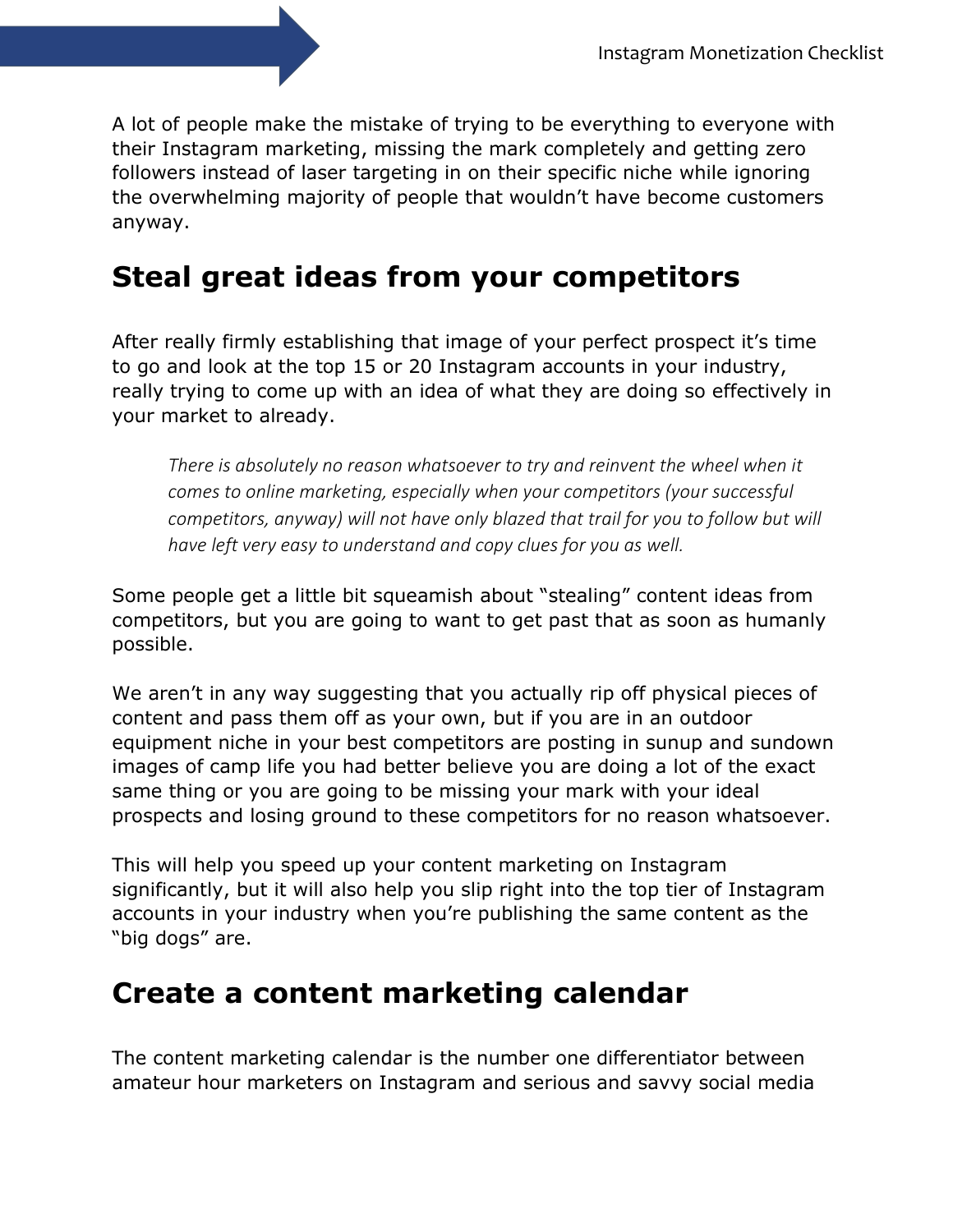A lot of people make the mistake of trying to be everything to everyone with their Instagram marketing, missing the mark completely and getting zero followers instead of laser targeting in on their specific niche while ignoring the overwhelming majority of people that wouldn't have become customers anyway.

## Steal great ideas from your competitors

After really firmly establishing that image of your perfect prospect it's time to go and look at the top 15 or 20 Instagram accounts in your industry, really trying to come up with an idea of what they are doing so effectively in your market to already.

> *There is absolutely no reason whatsoever to try and reinvent the wheel when it comes to online marketing, especially when your competitors (your successful competitors, anyway) will not have only blazed that trail for you to follow but will have left very easy to understand and copy clues for you as well.*

Some people get a little bit squeamish about "stealing" content ideas from competitors, but you are going to want to get past that as soon as humanly possible.

We aren't in any way suggesting that you actually rip off physical pieces of content and pass them off as your own, but if you are in an outdoor equipment niche in your best competitors are posting in sunup and sundown images of camp life you had better believe you are doing a lot of the exact same thing or you are going to be missing your mark with your ideal prospects and losing ground to these competitors for no reason whatsoever.

This will help you speed up your content marketing on Instagram significantly, but it will also help you slip right into the top tier of Instagram accounts in your industry when you're publishing the same content as the "big dogs" are.

## Create a content marketing calendar

The content marketing calendar is the number one differentiator between amateur hour marketers on Instagram and serious and savvy social media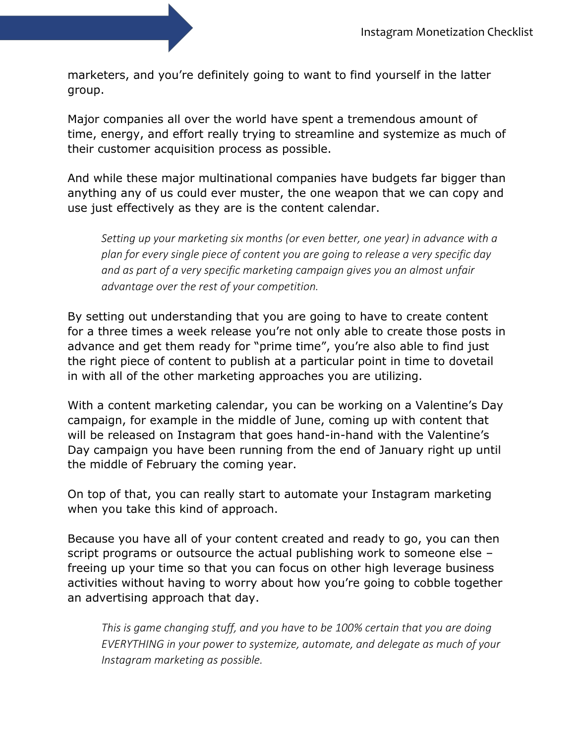marketers, and you're definitely going to want to find yourself in the latter group.

Major companies all over the world have spent a tremendous amount of time, energy, and effort really trying to streamline and systemize as much of their customer acquisition process as possible.

And while these major multinational companies have budgets far bigger than anything any of us could ever muster, the one weapon that we can copy and use just effectively as they are is the content calendar.

> *Setting up your marketing six months (or even better, one year) in advance with a plan for every single piece of content you are going to release a very specific day and as part of a very specific marketing campaign gives you an almost unfair advantage over the rest of your competition.*

By setting out understanding that you are going to have to create content for a three times a week release you're not only able to create those posts in advance and get them ready for "prime time", you're also able to find just the right piece of content to publish at a particular point in time to dovetail in with all of the other marketing approaches you are utilizing.

With a content marketing calendar, you can be working on a Valentine's Day campaign, for example in the middle of June, coming up with content that will be released on Instagram that goes hand-in-hand with the Valentine's Day campaign you have been running from the end of January right up until the middle of February the coming year.

On top of that, you can really start to automate your Instagram marketing when you take this kind of approach.

Because you have all of your content created and ready to go, you can then script programs or outsource the actual publishing work to someone else – freeing up your time so that you can focus on other high leverage business activities without having to worry about how you're going to cobble together an advertising approach that day.

> *This is game changing stuff, and you have to be 100% certain that you are doing EVERYTHING in your power to systemize, automate, and delegate as much of your Instagram marketing as possible.*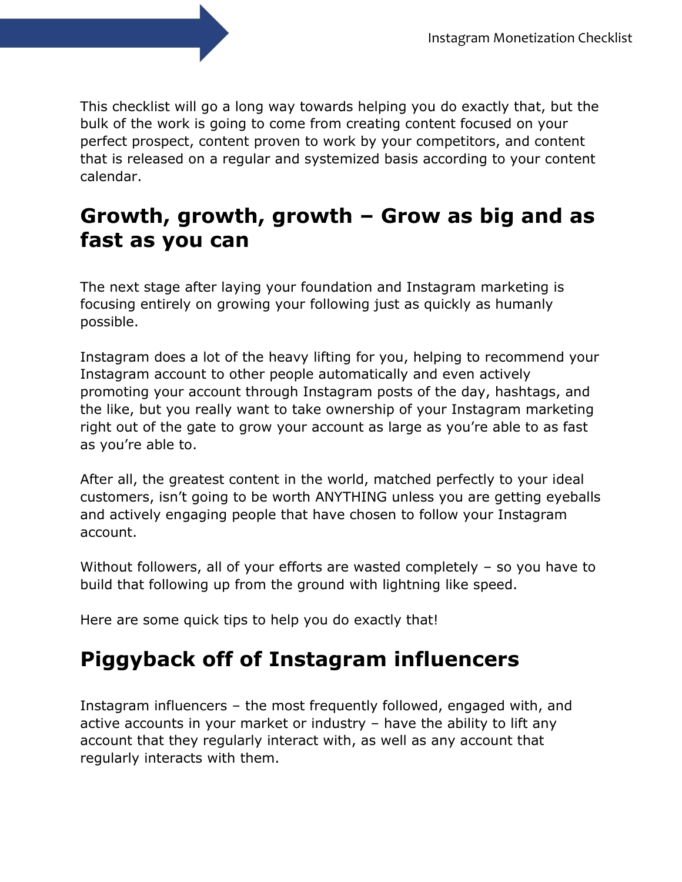This checklist will go a long way towards helping you do exactly that, but the bulk of the work is going to come from creating content focused on your perfect prospect, content proven to work by your competitors, and content that is released on a regular and systemized basis according to your content calendar.

## Growth, growth, growth – Grow as big and as fast as you can

The next stage after laying your foundation and Instagram marketing is focusing entirely on growing your following just as quickly as humanly possible.

Instagram does a lot of the heavy lifting for you, helping to recommend your Instagram account to other people automatically and even actively promoting your account through Instagram posts of the day, hashtags, and the like, but you really want to take ownership of your Instagram marketing right out of the gate to grow your account as large as you're able to as fast as you're able to.

After all, the greatest content in the world, matched perfectly to your ideal customers, isn't going to be worth ANYTHING unless you are getting eyeballs and actively engaging people that have chosen to follow your Instagram account.

Without followers, all of your efforts are wasted completely – so you have to build that following up from the ground with lightning like speed.

Here are some quick tips to help you do exactly that!

## Piggyback off of Instagram influencers

Instagram influencers – the most frequently followed, engaged with, and active accounts in your market or industry – have the ability to lift any account that they regularly interact with, as well as any account that regularly interacts with them.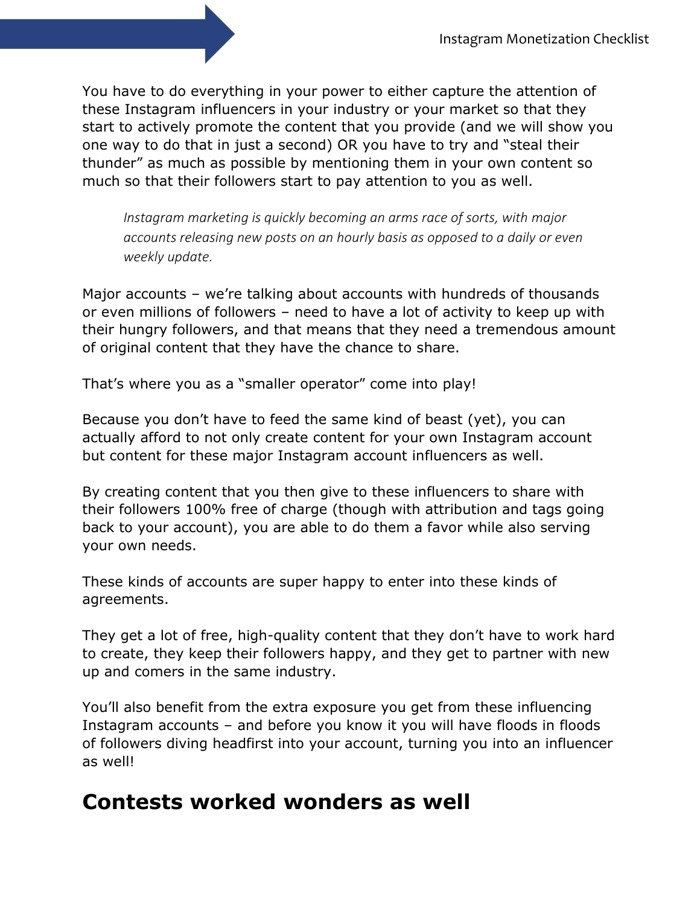You have to do everything in your power to either capture the attention of these Instagram influencers in your industry or your market so that they start to actively promote the content that you provide (and we will show you one way to do that in just a second) OR you have to try and "steal their thunder" as much as possible by mentioning them in your own content so much so that their followers start to pay attention to you as well.

> *Instagram marketing is quickly becoming an arms race of sorts, with major accounts releasing new posts on an hourly basis as opposed to a daily or even weekly update.*

Major accounts – we're talking about accounts with hundreds of thousands or even millions of followers – need to have a lot of activity to keep up with their hungry followers, and that means that they need a tremendous amount of original content that they have the chance to share.

That's where you as a "smaller operator" come into play!

Because you don't have to feed the same kind of beast (yet), you can actually afford to not only create content for your own Instagram account but content for these major Instagram account influencers as well.

By creating content that you then give to these influencers to share with their followers 100% free of charge (though with attribution and tags going back to your account), you are able to do them a favor while also serving your own needs.

These kinds of accounts are super happy to enter into these kinds of agreements.

They get a lot of free, high-quality content that they don't have to work hard to create, they keep their followers happy, and they get to partner with new up and comers in the same industry.

You'll also benefit from the extra exposure you get from these influencing Instagram accounts – and before you know it you will have floods in floods of followers diving headfirst into your account, turning you into an influencer as well!

## Contests worked wonders as well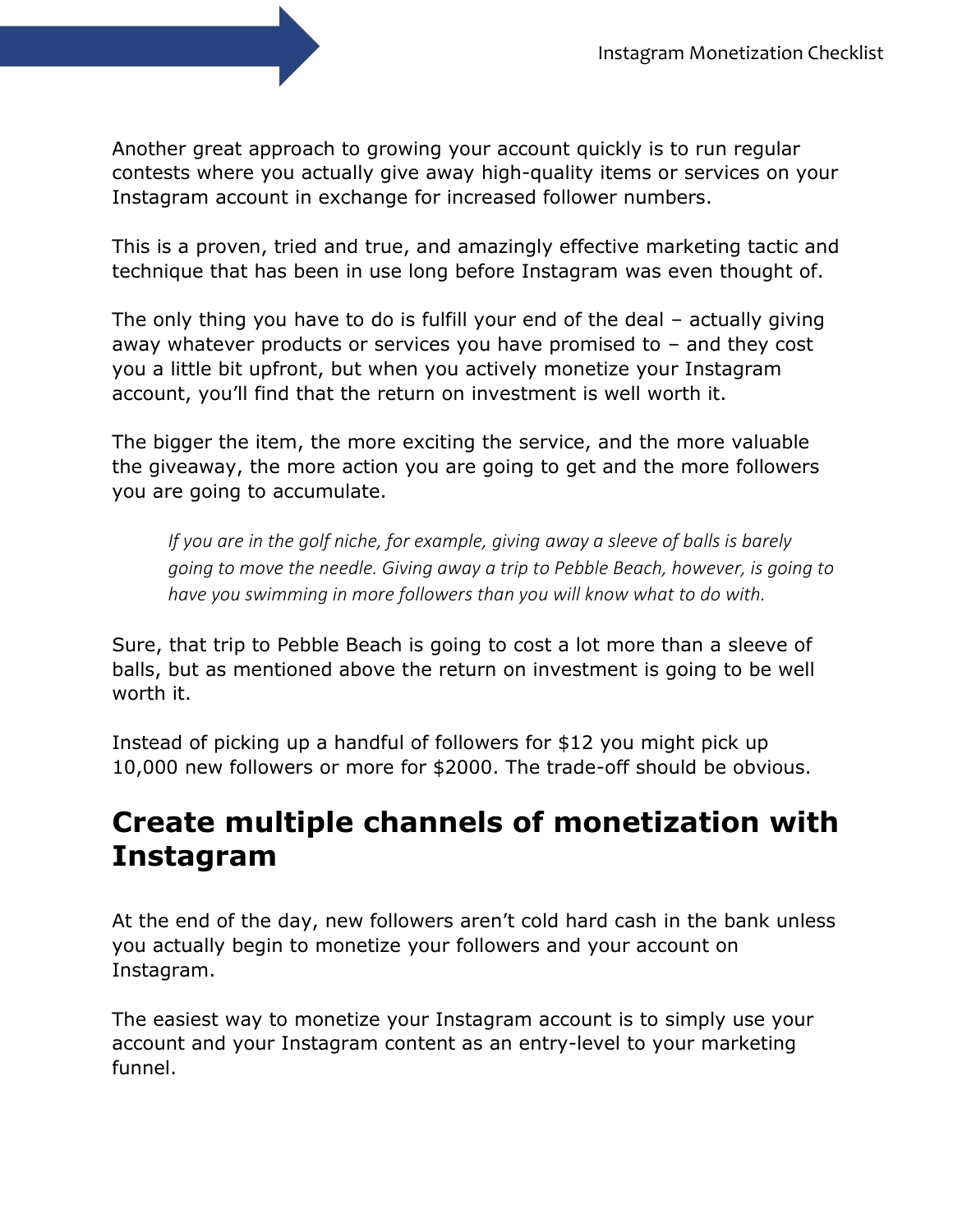Another great approach to growing your account quickly is to run regular contests where you actually give away high-quality items or services on your Instagram account in exchange for increased follower numbers.

This is a proven, tried and true, and amazingly effective marketing tactic and technique that has been in use long before Instagram was even thought of.

The only thing you have to do is fulfill your end of the deal – actually giving away whatever products or services you have promised to – and they cost you a little bit upfront, but when you actively monetize your Instagram account, you'll find that the return on investment is well worth it.

The bigger the item, the more exciting the service, and the more valuable the giveaway, the more action you are going to get and the more followers you are going to accumulate.

> *If you are in the golf niche, for example, giving away a sleeve of balls is barely going to move the needle. Giving away a trip to Pebble Beach, however, is going to have you swimming in more followers than you will know what to do with.*

Sure, that trip to Pebble Beach is going to cost a lot more than a sleeve of balls, but as mentioned above the return on investment is going to be well worth it.

Instead of picking up a handful of followers for $12 you might pick up 10,000 new followers or more for $2000. The trade-off should be obvious.

## Create multiple channels of monetization with Instagram

At the end of the day, new followers aren't cold hard cash in the bank unless you actually begin to monetize your followers and your account on Instagram.

The easiest way to monetize your Instagram account is to simply use your account and your Instagram content as an entry-level to your marketing funnel.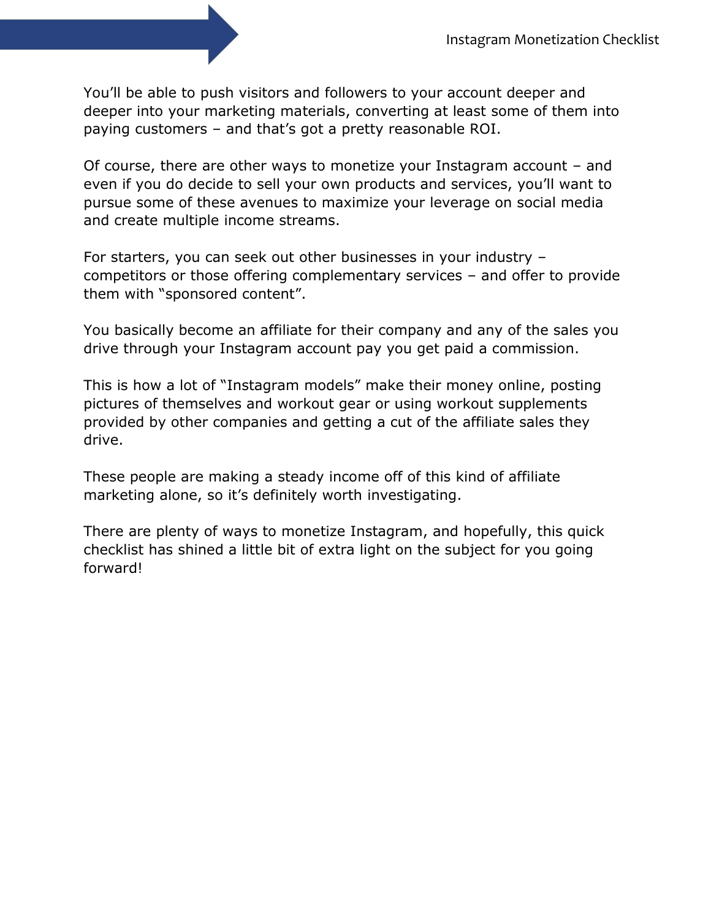You'll be able to push visitors and followers to your account deeper and deeper into your marketing materials, converting at least some of them into paying customers – and that's got a pretty reasonable ROI.

Of course, there are other ways to monetize your Instagram account – and even if you do decide to sell your own products and services, you'll want to pursue some of these avenues to maximize your leverage on social media and create multiple income streams.

For starters, you can seek out other businesses in your industry – competitors or those offering complementary services – and offer to provide them with "sponsored content".

You basically become an affiliate for their company and any of the sales you drive through your Instagram account pay you get paid a commission.

This is how a lot of "Instagram models" make their money online, posting pictures of themselves and workout gear or using workout supplements provided by other companies and getting a cut of the affiliate sales they drive.

These people are making a steady income off of this kind of affiliate marketing alone, so it's definitely worth investigating.

There are plenty of ways to monetize Instagram, and hopefully, this quick checklist has shined a little bit of extra light on the subject for you going forward!